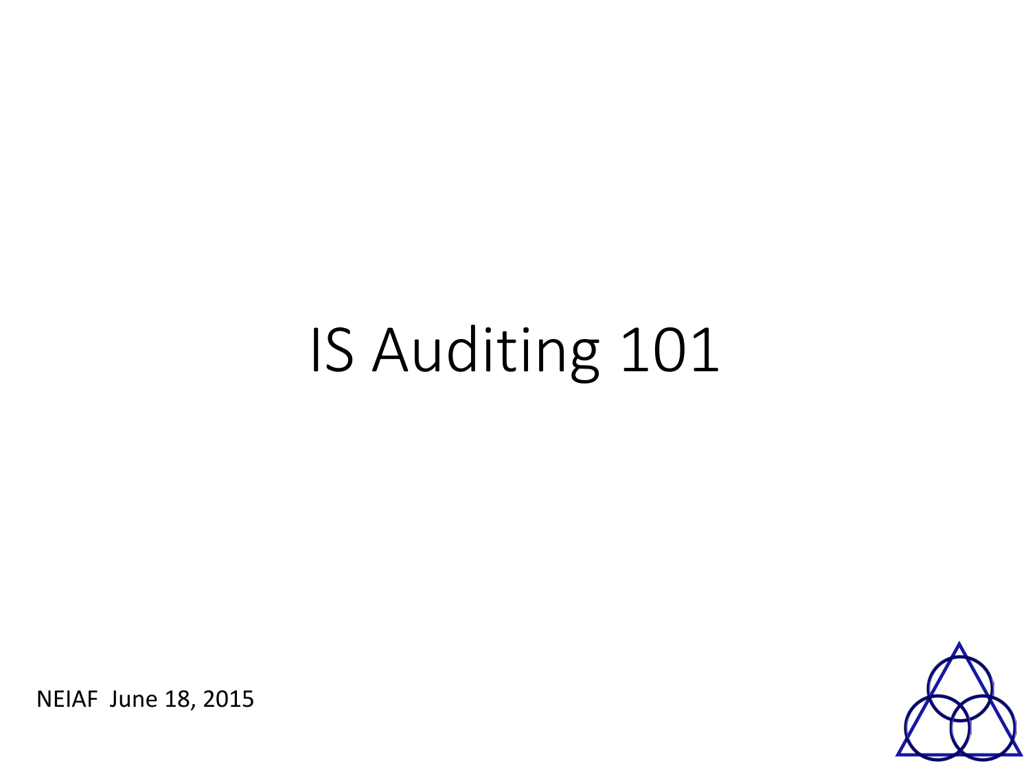# IS Auditing 101

NEIAF June 18, 2015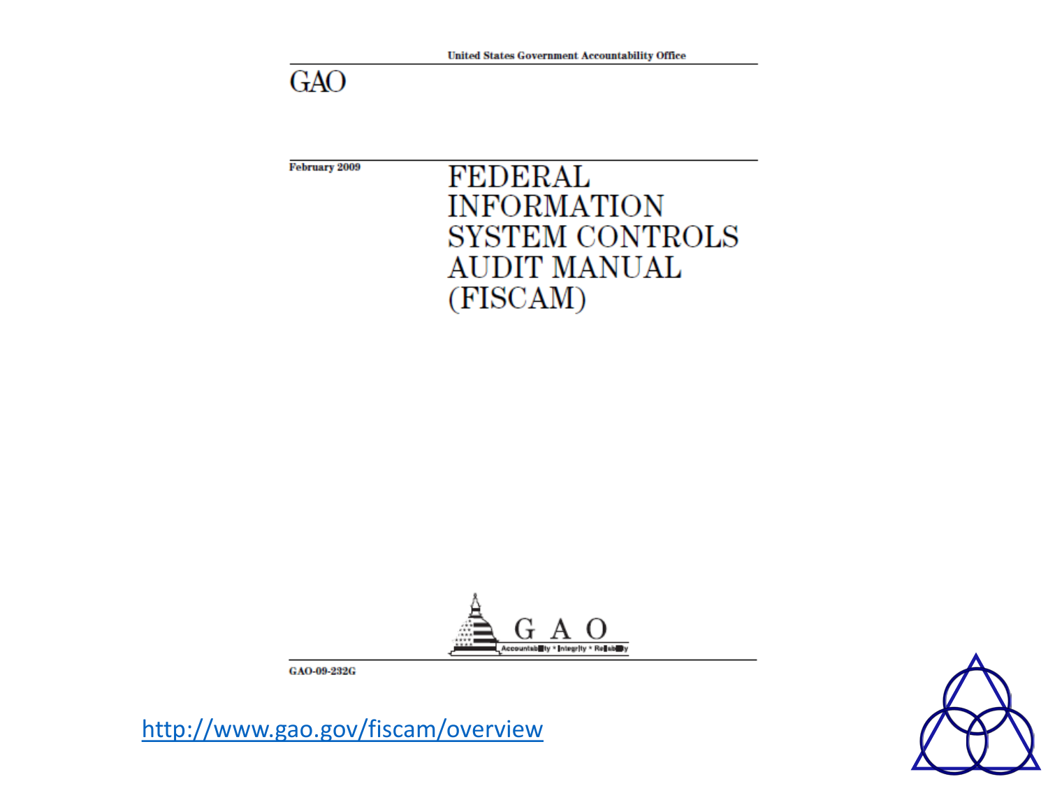United States Government Accountability Office

# GAO

February 2009

# FEDERAL INFORMATION SYSTEM CONTROLS AUDIT MANUAL (FISCAM)

GAO-09-232G

http://www.gao.gov/fiscam/overview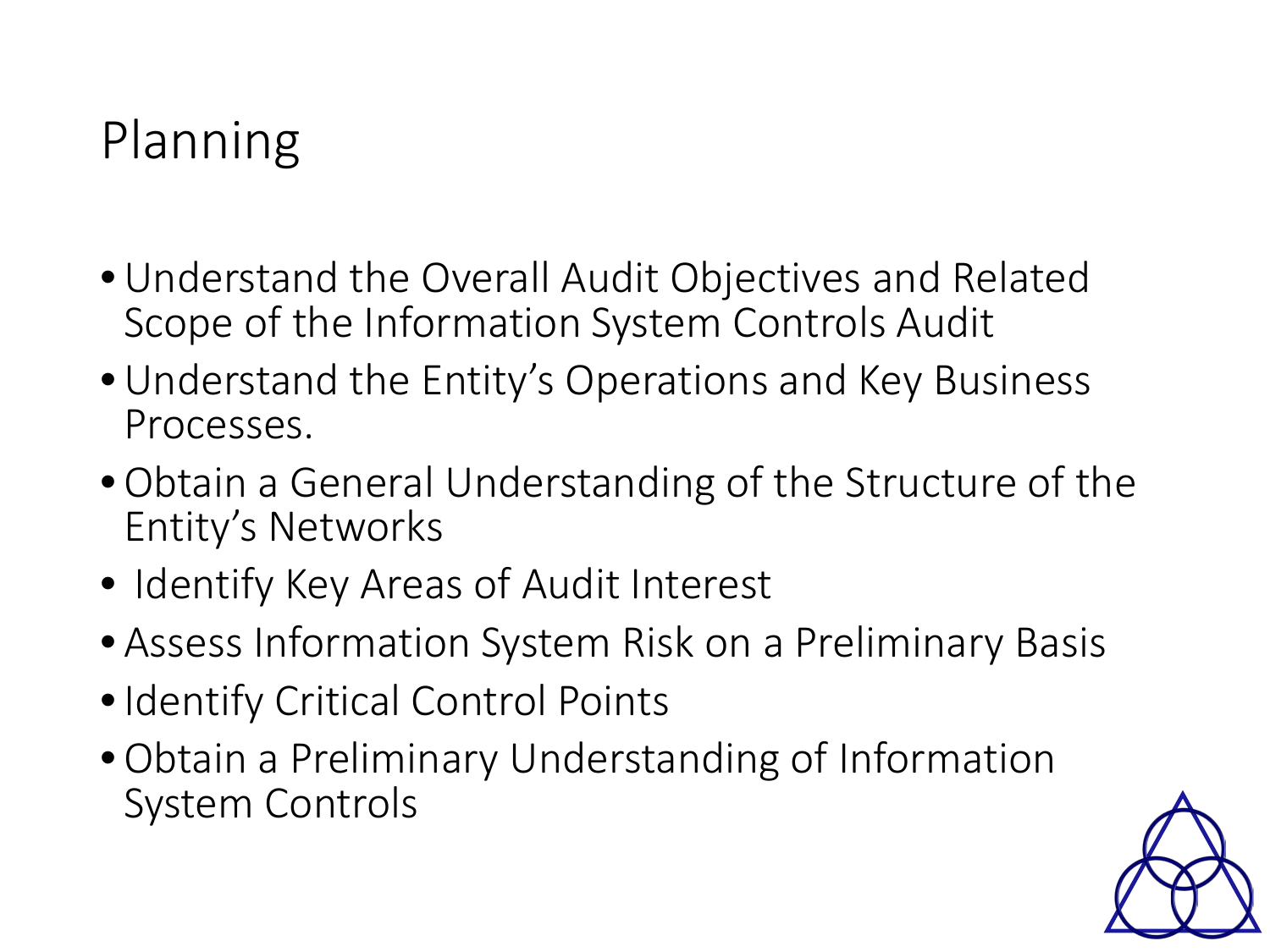# Planning

- Understand the Overall Audit Objectives and Related Scope of the Information System Controls Audit
- Understand the Entity's Operations and Key Business Processes.
- Obtain a General Understanding of the Structure of the Entity's Networks
- Identify Key Areas of Audit Interest
- Assess Information System Risk on a Preliminary Basis
- Identify Critical Control Points
- Obtain a Preliminary Understanding of Information System Controls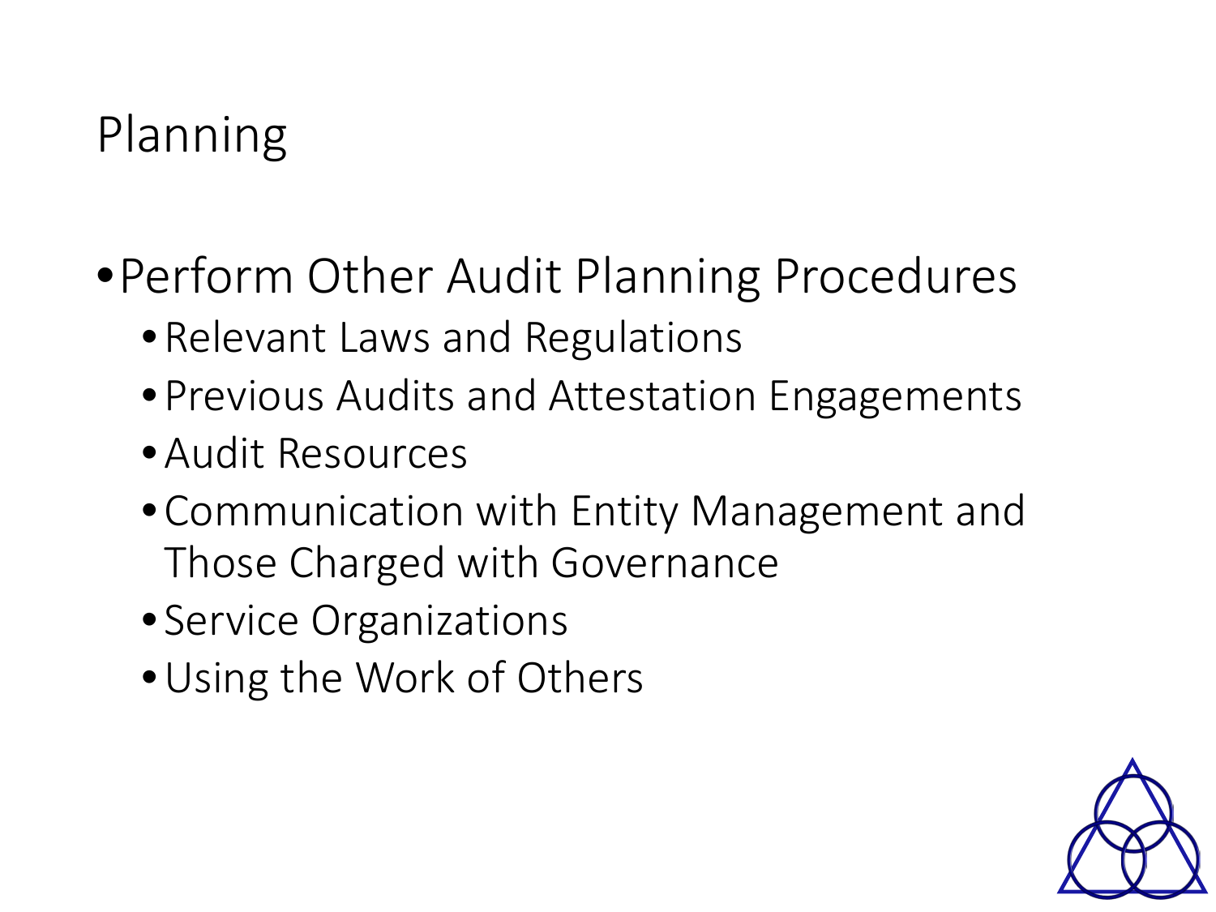# Planning

- Perform Other Audit Planning Procedures
  - Relevant Laws and Regulations
  - Previous Audits and Attestation Engagements
  - Audit Resources
  - Communication with Entity Management and Those Charged with Governance
  - Service Organizations
  - Using the Work of Others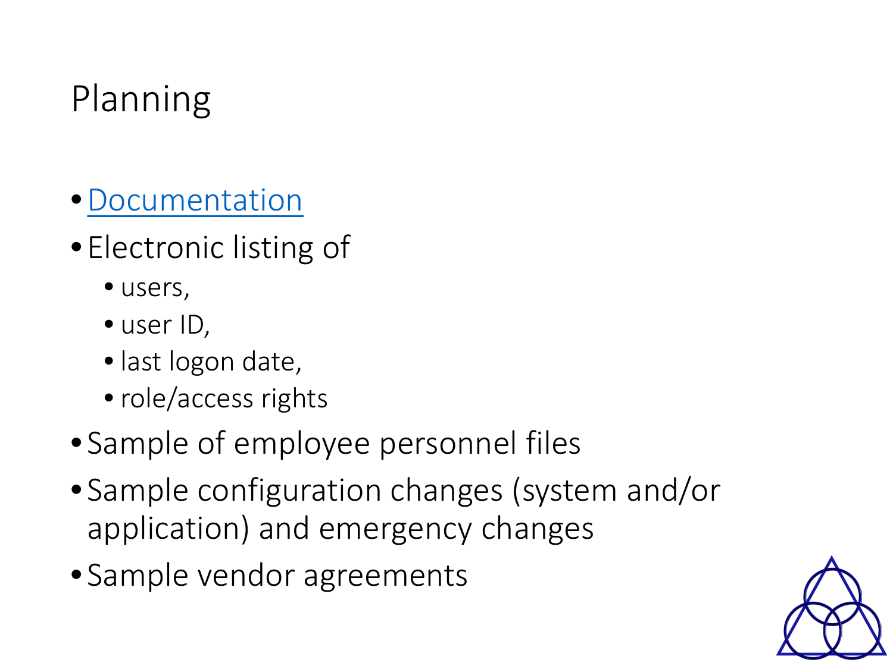# Planning

- Documentation
- Electronic listing of
  - users,
  - user ID,
  - last logon date,
  - role/access rights
- Sample of employee personnel files
- Sample configuration changes (system and/or application) and emergency changes
- Sample vendor agreements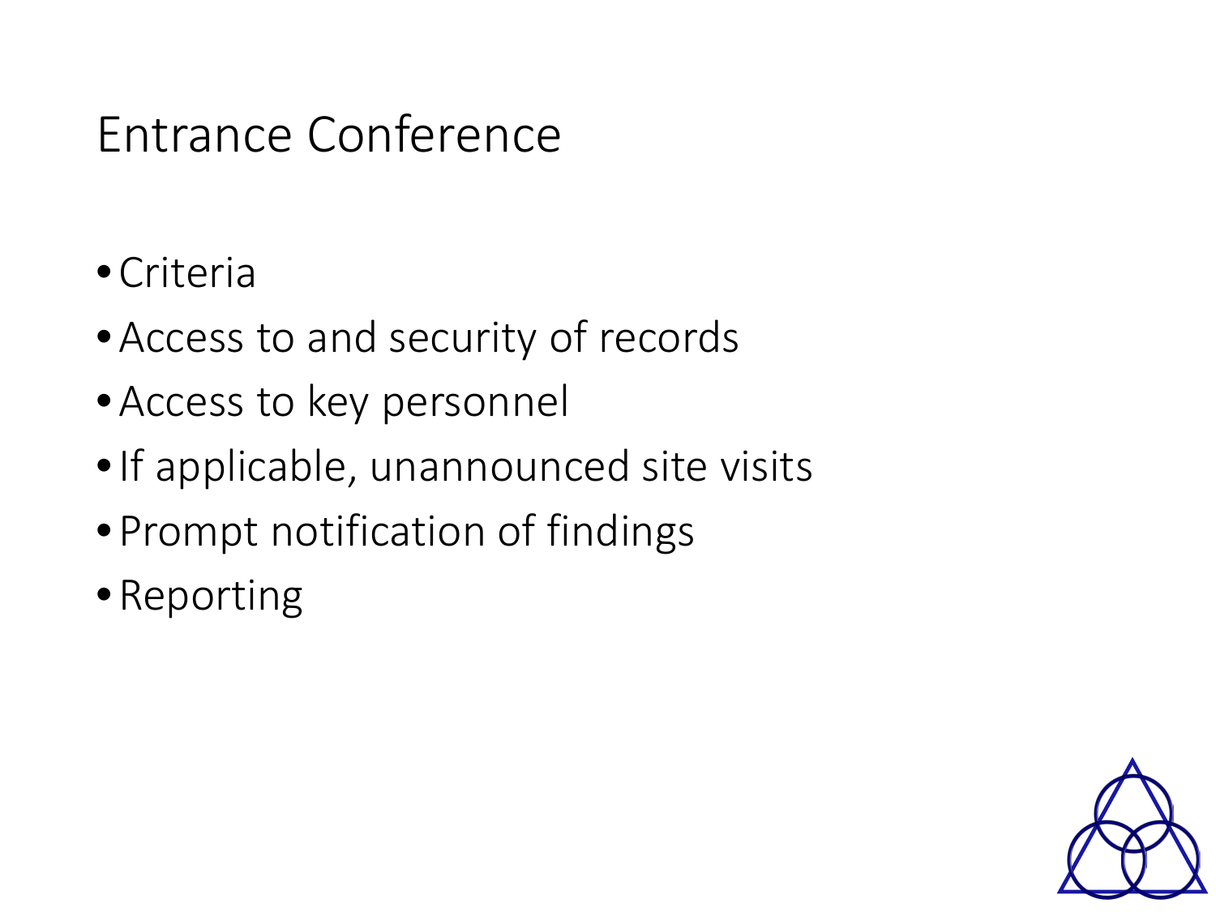# Entrance Conference

- Criteria
- Access to and security of records
- Access to key personnel
- If applicable, unannounced site visits
- Prompt notification of findings
- Reporting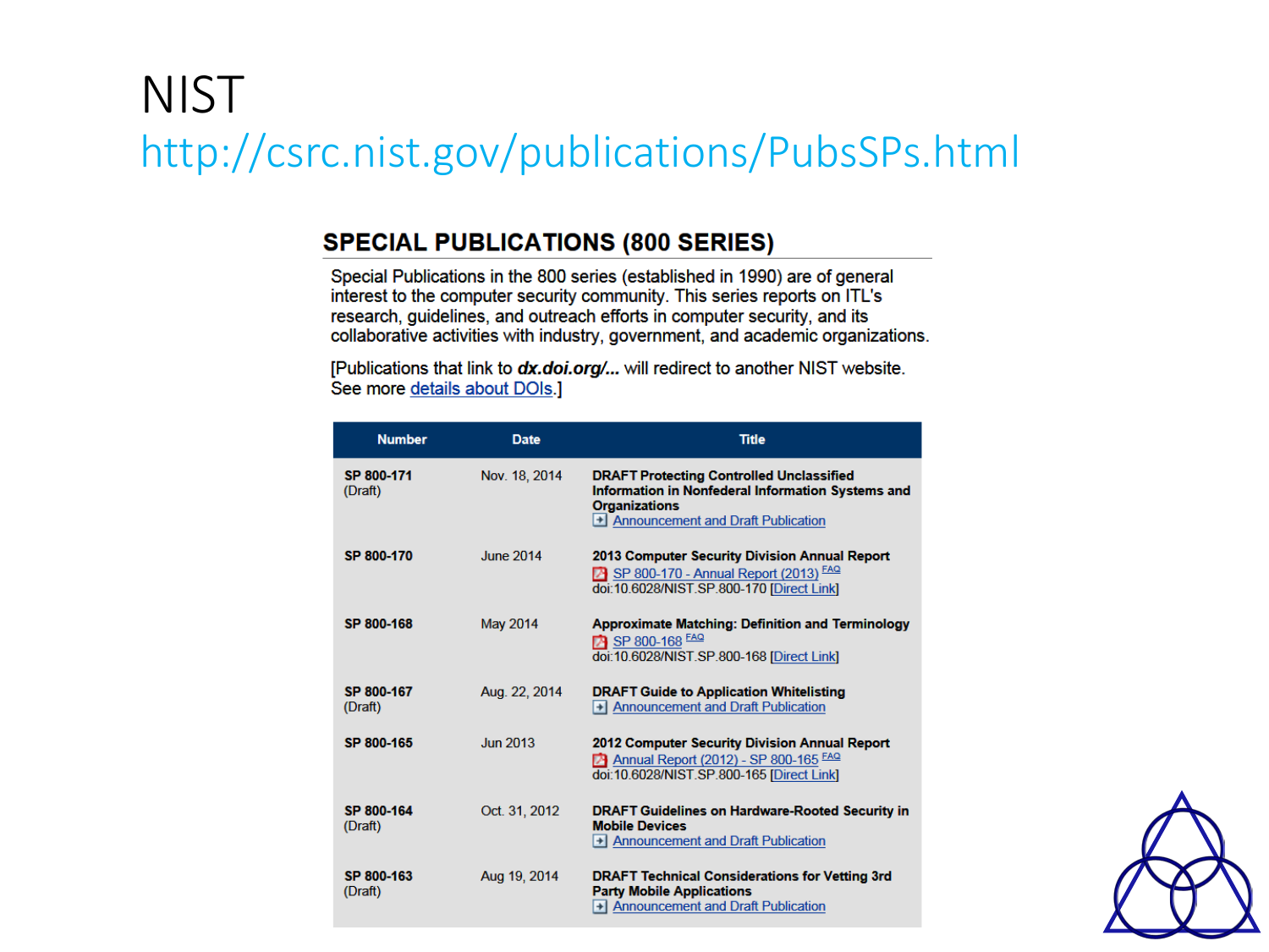# NIST
http://csrc.nist.gov/publications/PubsSPs.html

## SPECIAL PUBLICATIONS (800 SERIES)

Special Publications in the 800 series (established in 1990) are of general interest to the computer security community. This series reports on ITL's research, guidelines, and outreach efforts in computer security, and its collaborative activities with industry, government, and academic organizations.

[Publications that link to ***dx.doi.org/...*** will redirect to another NIST website. See more details about DOIs.]

| Number | Date | Title |
| --- | --- | --- |
| **SP 800-171** (Draft) | Nov. 18, 2014 | **DRAFT Protecting Controlled Unclassified Information in Nonfederal Information Systems and Organizations** Announcement and Draft Publication |
| **SP 800-170** | June 2014 | **2013 Computer Security Division Annual Report** SP 800-170 - Annual Report (2013) FAQ doi:10.6028/NIST.SP.800-170 [Direct Link] |
| **SP 800-168** | May 2014 | **Approximate Matching: Definition and Terminology** SP 800-168 FAQ doi:10.6028/NIST.SP.800-168 [Direct Link] |
| **SP 800-167** (Draft) | Aug. 22, 2014 | **DRAFT Guide to Application Whitelisting** Announcement and Draft Publication |
| **SP 800-165** | Jun 2013 | **2012 Computer Security Division Annual Report** Annual Report (2012) - SP 800-165 FAQ doi:10.6028/NIST.SP.800-165 [Direct Link] |
| **SP 800-164** (Draft) | Oct. 31, 2012 | **DRAFT Guidelines on Hardware-Rooted Security in Mobile Devices** Announcement and Draft Publication |
| **SP 800-163** (Draft) | Aug 19, 2014 | **DRAFT Technical Considerations for Vetting 3rd Party Mobile Applications** Announcement and Draft Publication |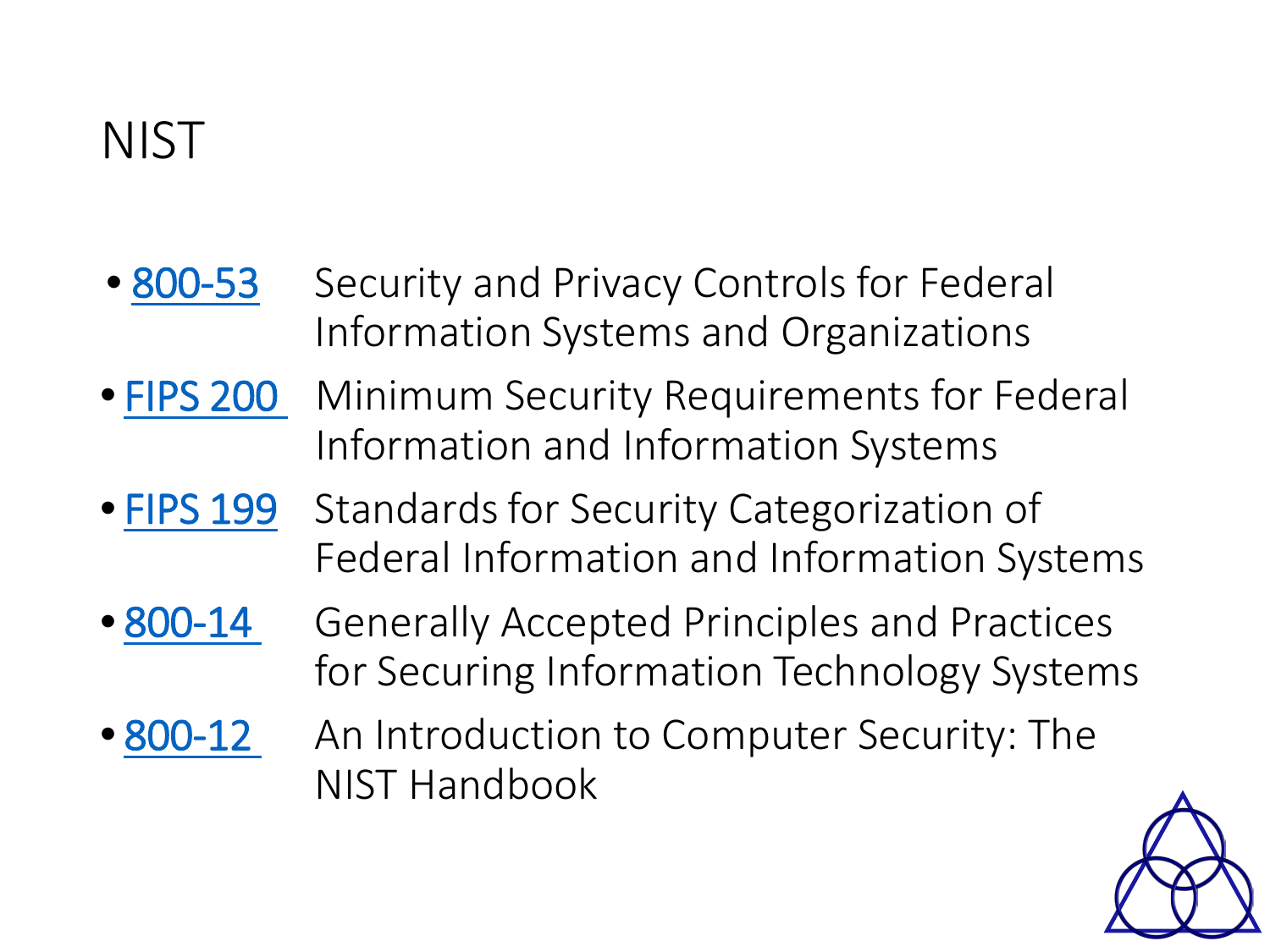# NIST

- **800-53** Security and Privacy Controls for Federal Information Systems and Organizations
- **FIPS 200** Minimum Security Requirements for Federal Information and Information Systems
- **FIPS 199** Standards for Security Categorization of Federal Information and Information Systems
- **800-14** Generally Accepted Principles and Practices for Securing Information Technology Systems
- **800-12** An Introduction to Computer Security: The NIST Handbook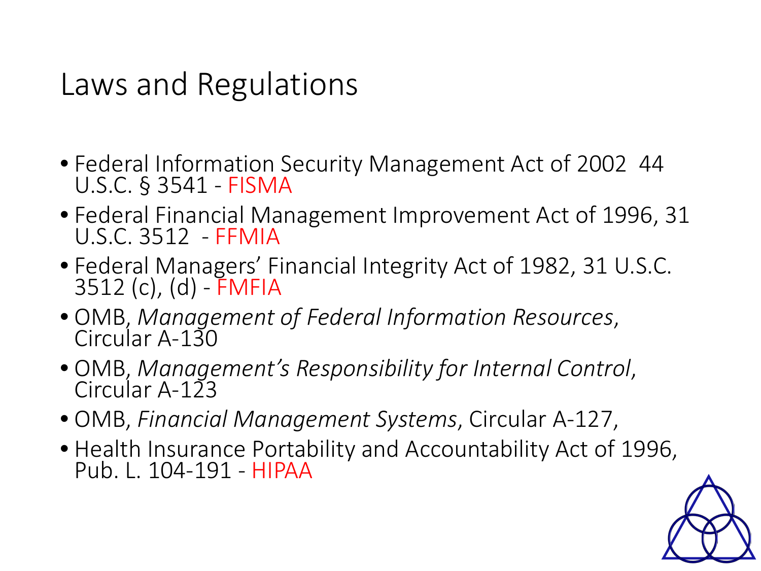# Laws and Regulations

- Federal Information Security Management Act of 2002  44 U.S.C. § 3541 - FISMA
- Federal Financial Management Improvement Act of 1996, 31 U.S.C. 3512  - FFMIA
- Federal Managers' Financial Integrity Act of 1982, 31 U.S.C. 3512 (c), (d) - FMFIA
- OMB, *Management of Federal Information Resources*, Circular A-130
- OMB, *Management's Responsibility for Internal Control*, Circular A-123
- OMB, *Financial Management Systems*, Circular A-127,
- Health Insurance Portability and Accountability Act of 1996, Pub. L. 104-191 - HIPAA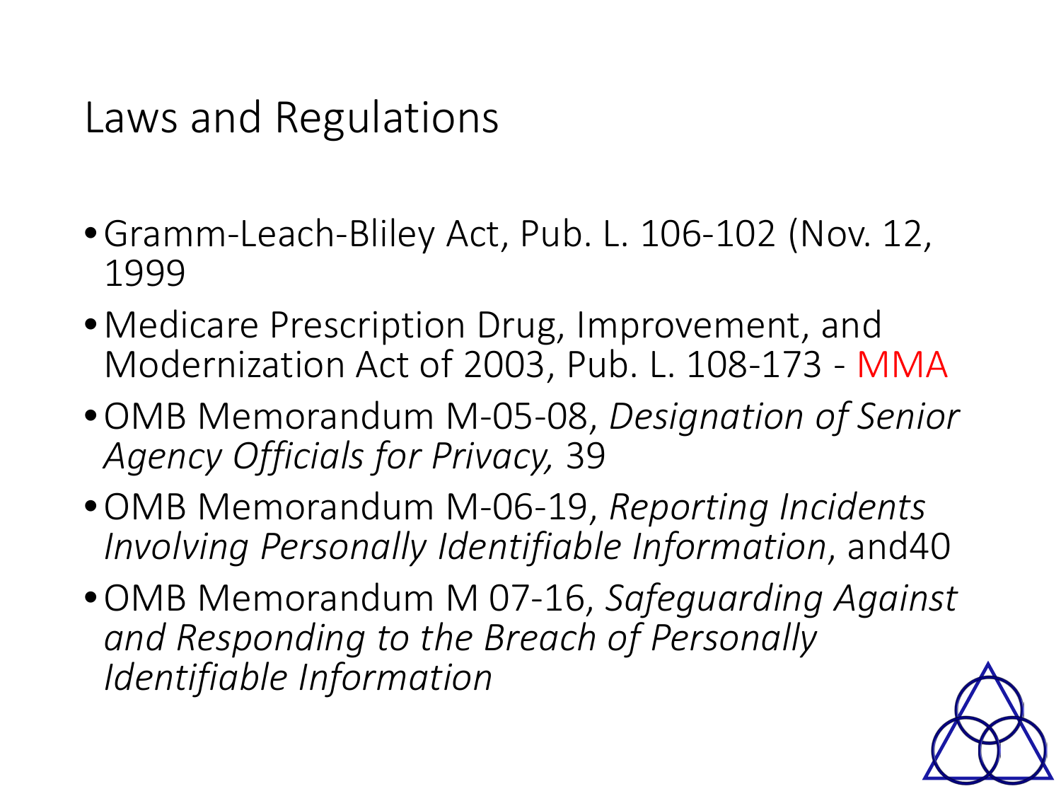# Laws and Regulations

- Gramm-Leach-Bliley Act, Pub. L. 106-102 (Nov. 12, 1999
- Medicare Prescription Drug, Improvement, and Modernization Act of 2003, Pub. L. 108-173 - MMA
- OMB Memorandum M-05-08, *Designation of Senior Agency Officials for Privacy,* 39
- OMB Memorandum M-06-19, *Reporting Incidents Involving Personally Identifiable Information*, and40
- OMB Memorandum M 07-16, *Safeguarding Against and Responding to the Breach of Personally Identifiable Information*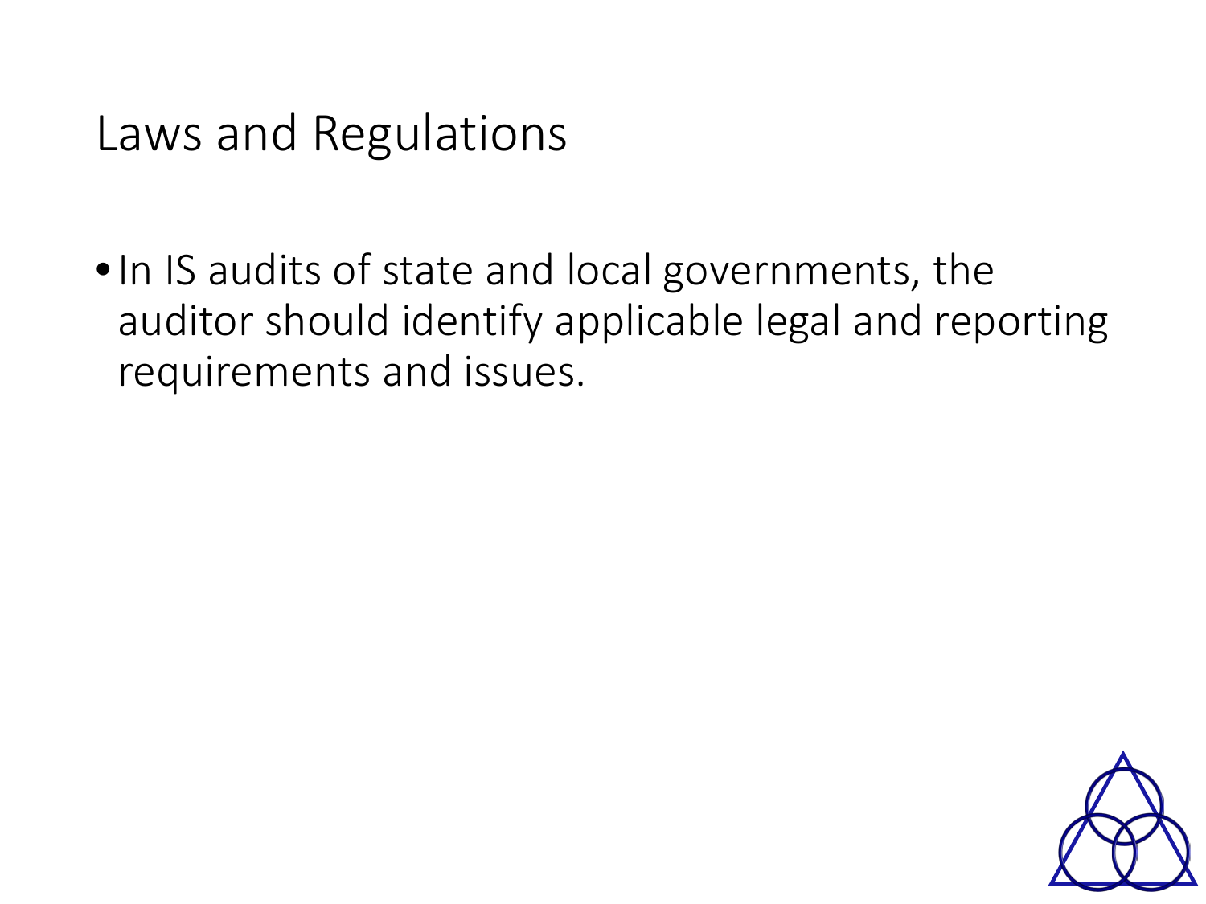# Laws and Regulations

- In IS audits of state and local governments, the auditor should identify applicable legal and reporting requirements and issues.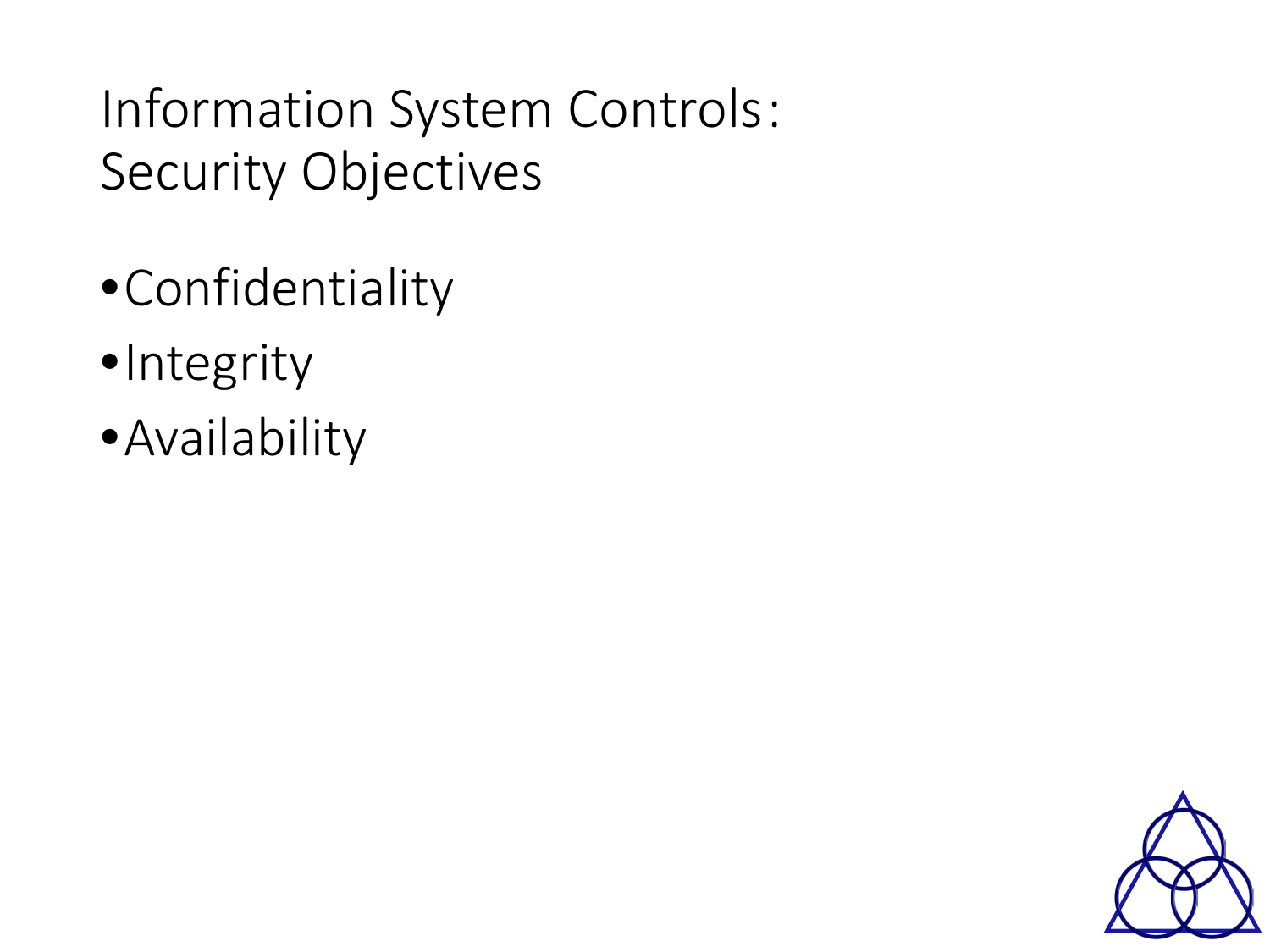# Information System Controls: Security Objectives

- Confidentiality
- Integrity
- Availability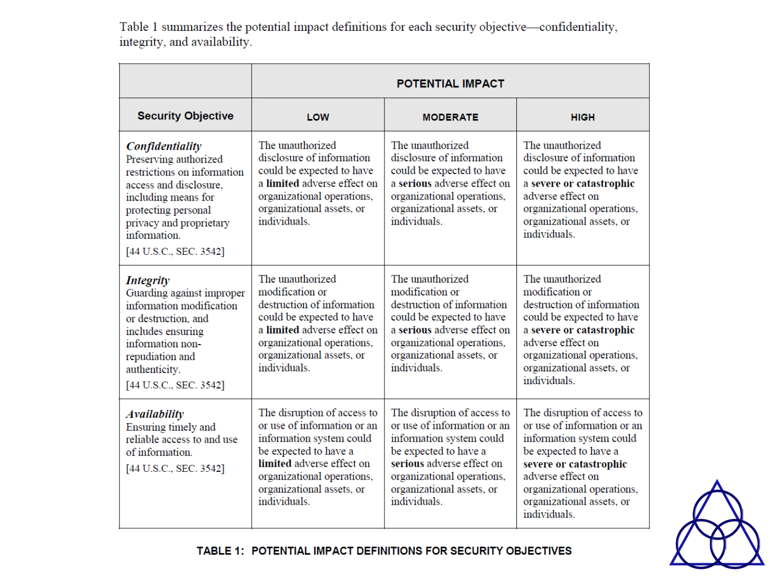Table 1 summarizes the potential impact definitions for each security objective—confidentiality, integrity, and availability.

| | POTENTIAL IMPACT | | |
|---|---|---|---|
| **Security Objective** | **LOW** | **MODERATE** | **HIGH** |
| ***Confidentiality*** Preserving authorized restrictions on information access and disclosure, including means for protecting personal privacy and proprietary information. [44 U.S.C., SEC. 3542] | The unauthorized disclosure of information could be expected to have a **limited** adverse effect on organizational operations, organizational assets, or individuals. | The unauthorized disclosure of information could be expected to have a **serious** adverse effect on organizational operations, organizational assets, or individuals. | The unauthorized disclosure of information could be expected to have a **severe or catastrophic** adverse effect on organizational operations, organizational assets, or individuals. |
| ***Integrity*** Guarding against improper information modification or destruction, and includes ensuring information non-repudiation and authenticity. [44 U.S.C., SEC. 3542] | The unauthorized modification or destruction of information could be expected to have a **limited** adverse effect on organizational operations, organizational assets, or individuals. | The unauthorized modification or destruction of information could be expected to have a **serious** adverse effect on organizational operations, organizational assets, or individuals. | The unauthorized modification or destruction of information could be expected to have a **severe or catastrophic** adverse effect on organizational operations, organizational assets, or individuals. |
| ***Availability*** Ensuring timely and reliable access to and use of information. [44 U.S.C., SEC. 3542] | The disruption of access to or use of information or an information system could be expected to have a **limited** adverse effect on organizational operations, organizational assets, or individuals. | The disruption of access to or use of information or an information system could be expected to have a **serious** adverse effect on organizational operations, organizational assets, or individuals. | The disruption of access to or use of information or an information system could be expected to have a **severe or catastrophic** adverse effect on organizational operations, organizational assets, or individuals. |

**TABLE 1: POTENTIAL IMPACT DEFINITIONS FOR SECURITY OBJECTIVES**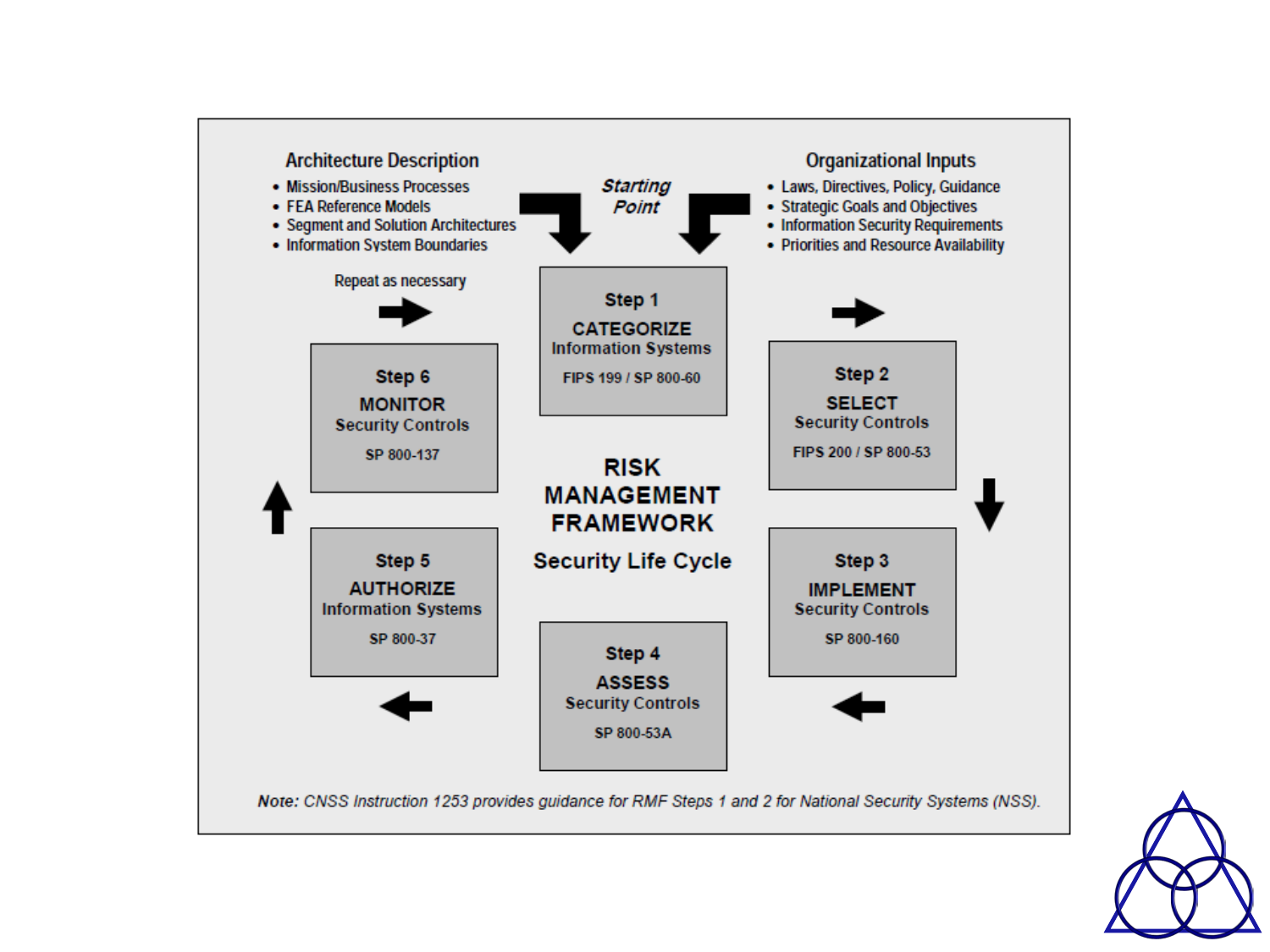Architecture Description

- Mission/Business Processes
- FEA Reference Models
- Segment and Solution Architectures
- Information System Boundaries

Starting Point

Organizational Inputs

- Laws, Directives, Policy, Guidance
- Strategic Goals and Objectives
- Information Security Requirements
- Priorities and Resource Availability

Repeat as necessary

Step 1
CATEGORIZE
Information Systems
FIPS 199 / SP 800-60

Step 2
SELECT
Security Controls
FIPS 200 / SP 800-53

Step 3
IMPLEMENT
Security Controls
SP 800-160

Step 4
ASSESS
Security Controls
SP 800-53A

Step 5
AUTHORIZE
Information Systems
SP 800-37

Step 6
MONITOR
Security Controls
SP 800-137

RISK MANAGEMENT FRAMEWORK

Security Life Cycle

***Note:*** *CNSS Instruction 1253 provides guidance for RMF Steps 1 and 2 for National Security Systems (NSS).*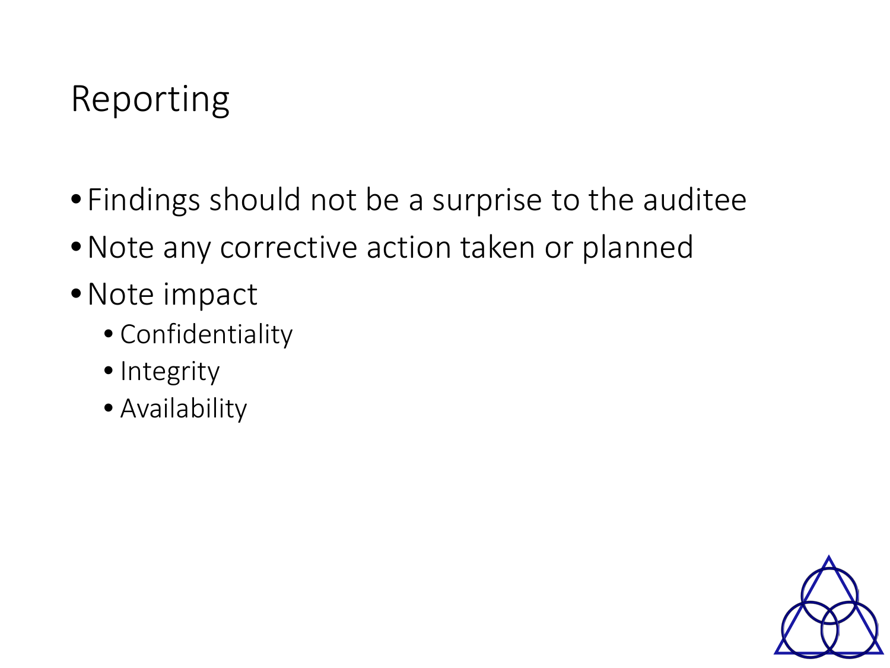# Reporting

- Findings should not be a surprise to the auditee
- Note any corrective action taken or planned
- Note impact
  - Confidentiality
  - Integrity
  - Availability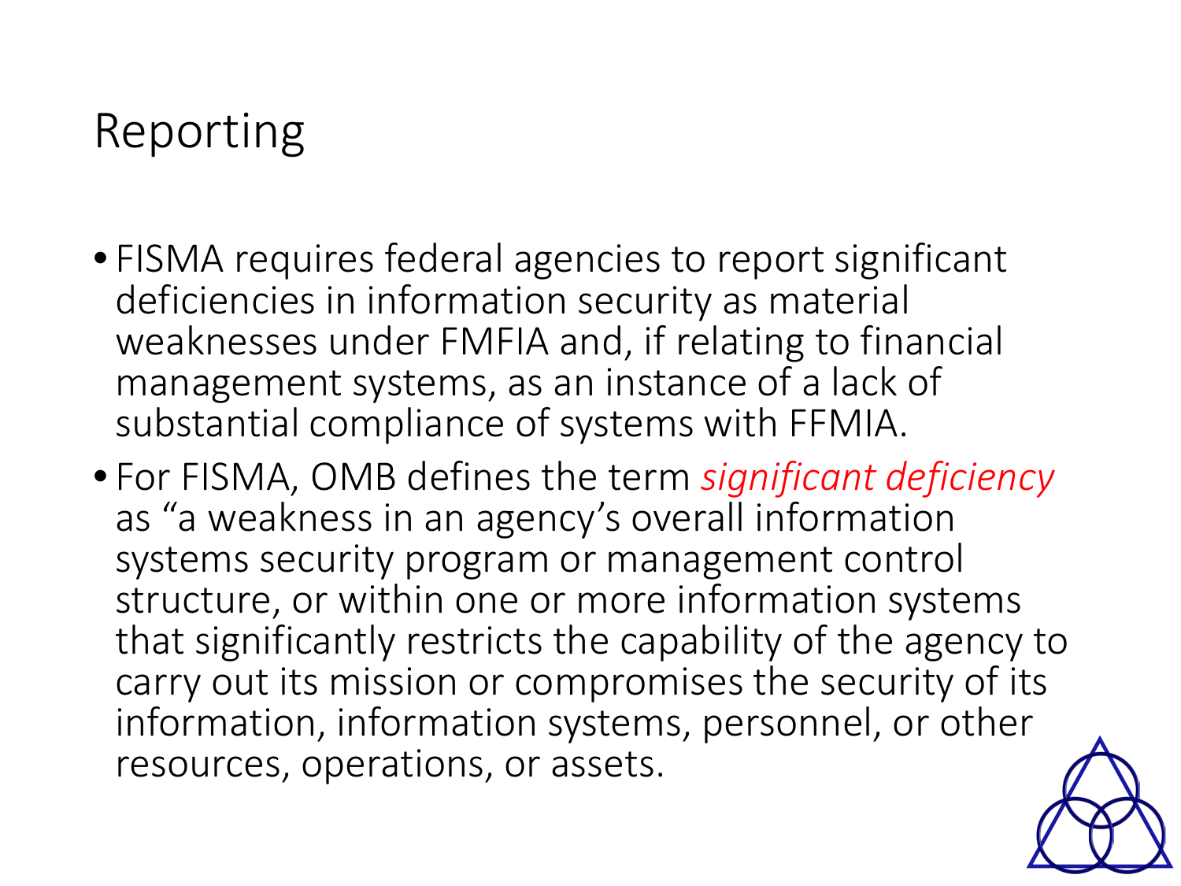# Reporting

- FISMA requires federal agencies to report significant deficiencies in information security as material weaknesses under FMFIA and, if relating to financial management systems, as an instance of a lack of substantial compliance of systems with FFMIA.
- For FISMA, OMB defines the term *significant deficiency* as "a weakness in an agency's overall information systems security program or management control structure, or within one or more information systems that significantly restricts the capability of the agency to carry out its mission or compromises the security of its information, information systems, personnel, or other resources, operations, or assets.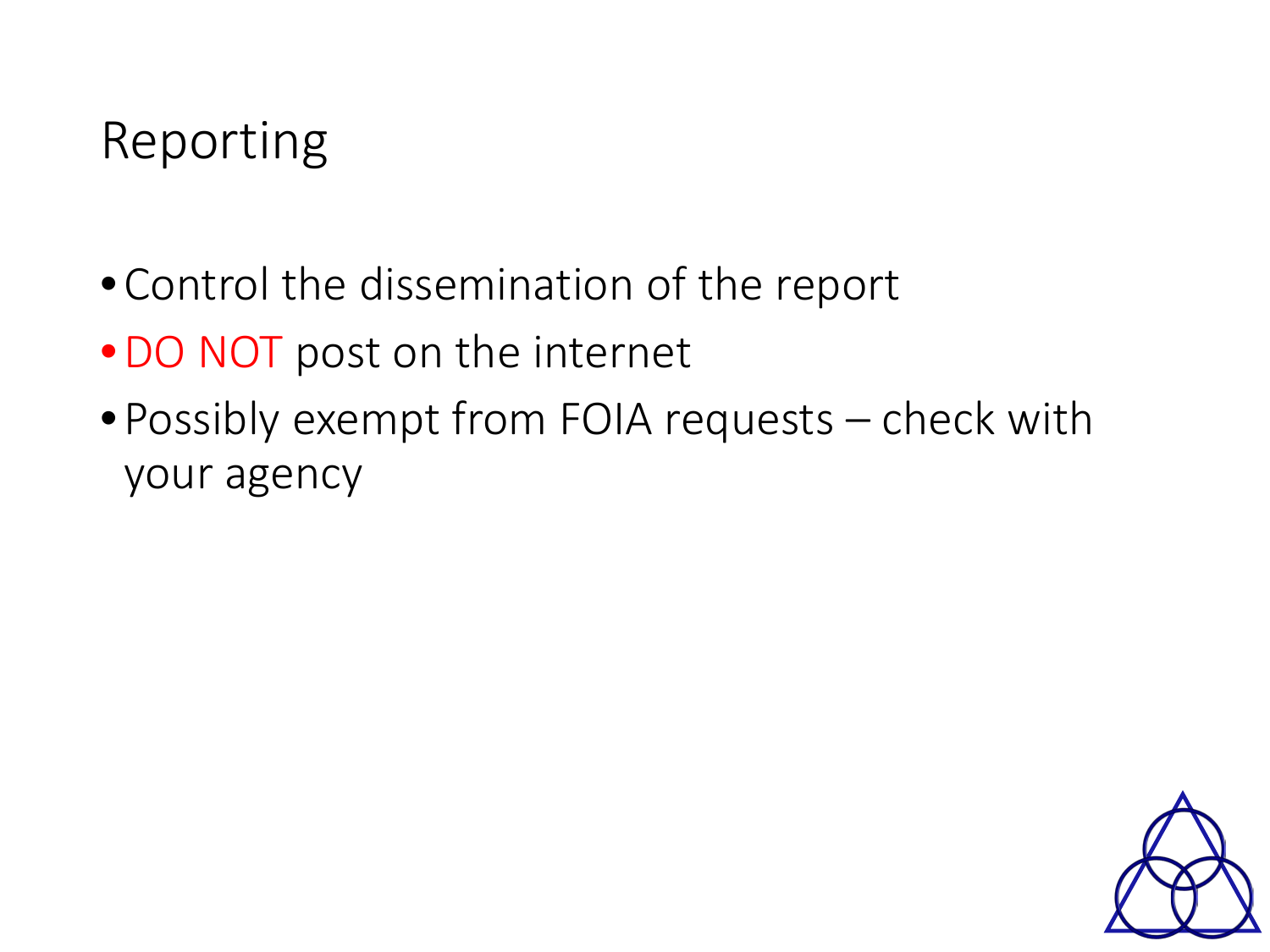# Reporting

- Control the dissemination of the report
- DO NOT post on the internet
- Possibly exempt from FOIA requests – check with your agency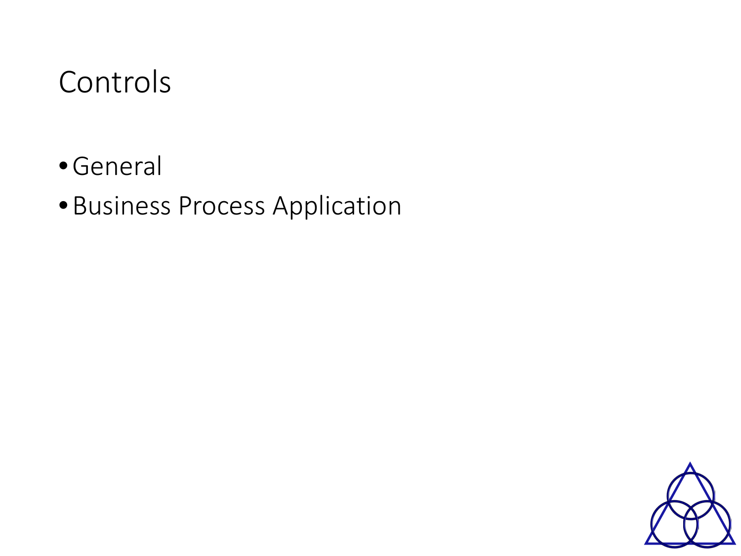# Controls

- General
- Business Process Application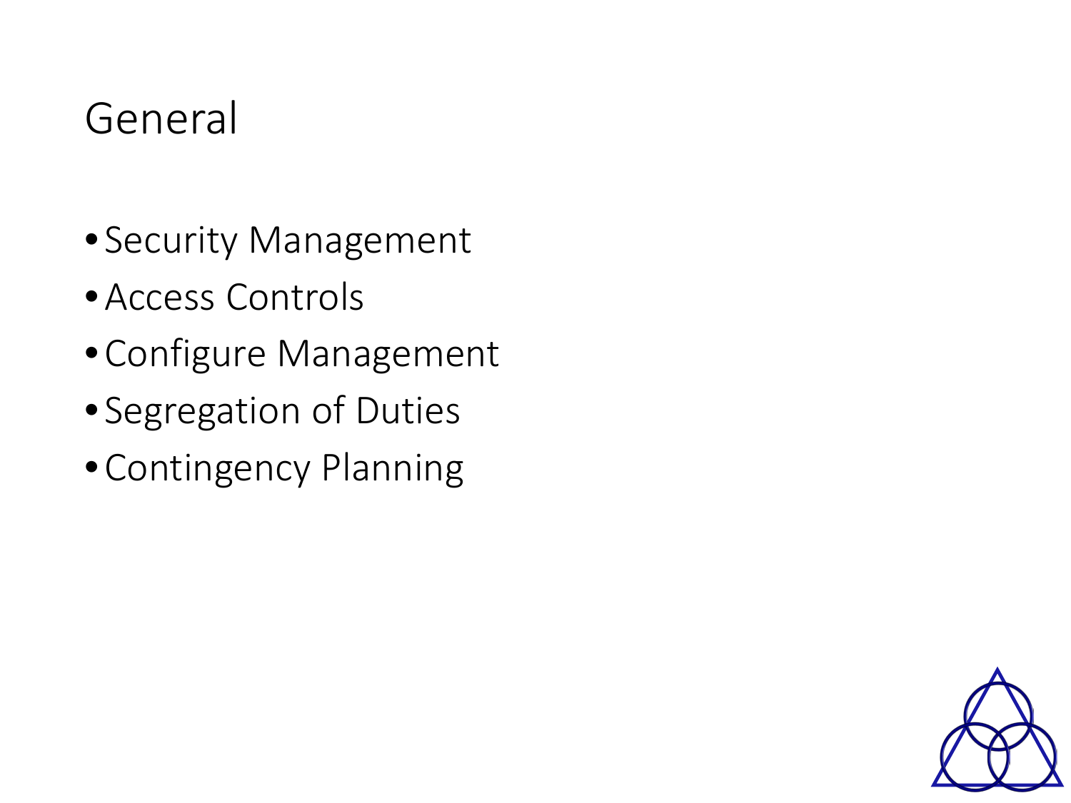# General

- Security Management
- Access Controls
- Configure Management
- Segregation of Duties
- Contingency Planning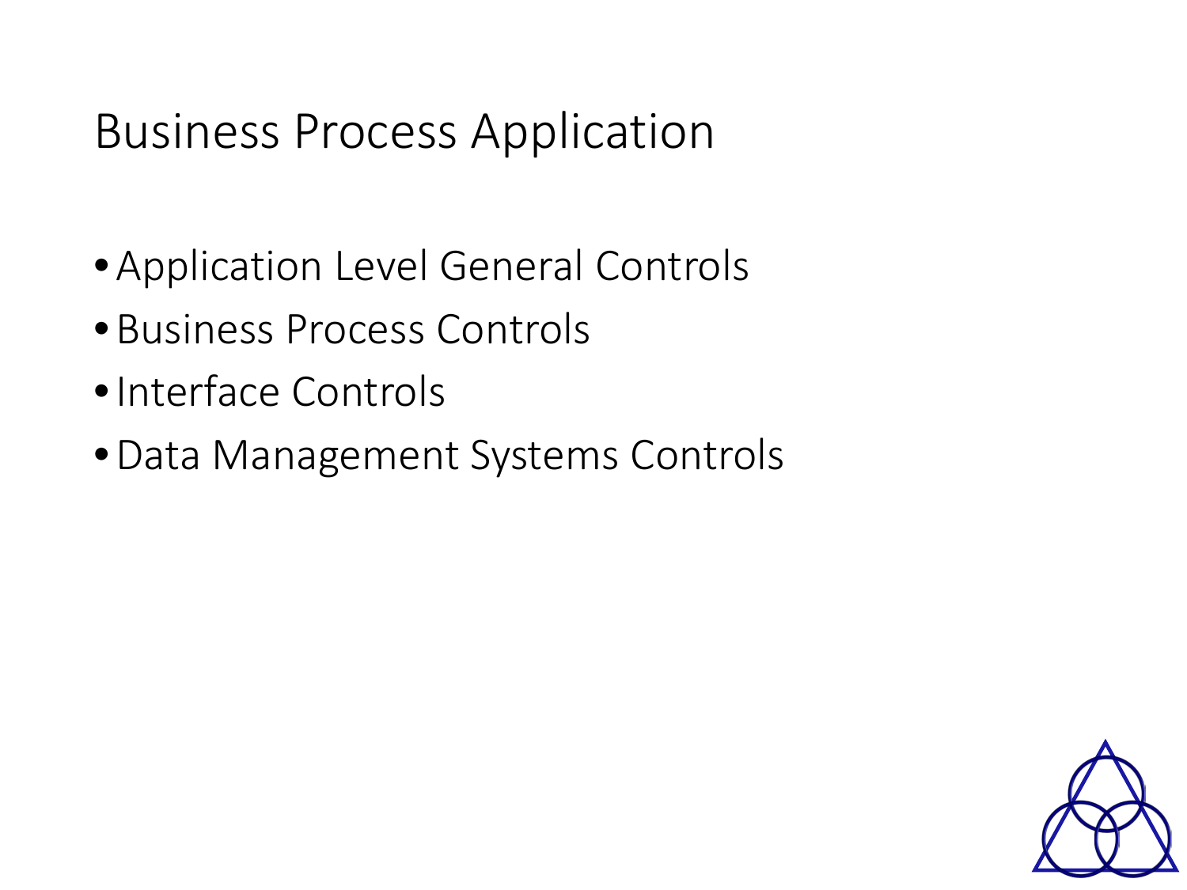# Business Process Application

- Application Level General Controls
- Business Process Controls
- Interface Controls
- Data Management Systems Controls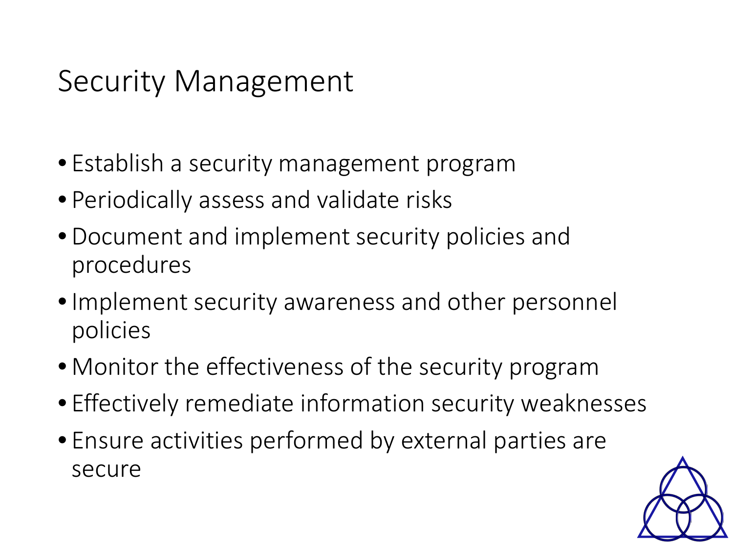# Security Management

- Establish a security management program
- Periodically assess and validate risks
- Document and implement security policies and procedures
- Implement security awareness and other personnel policies
- Monitor the effectiveness of the security program
- Effectively remediate information security weaknesses
- Ensure activities performed by external parties are secure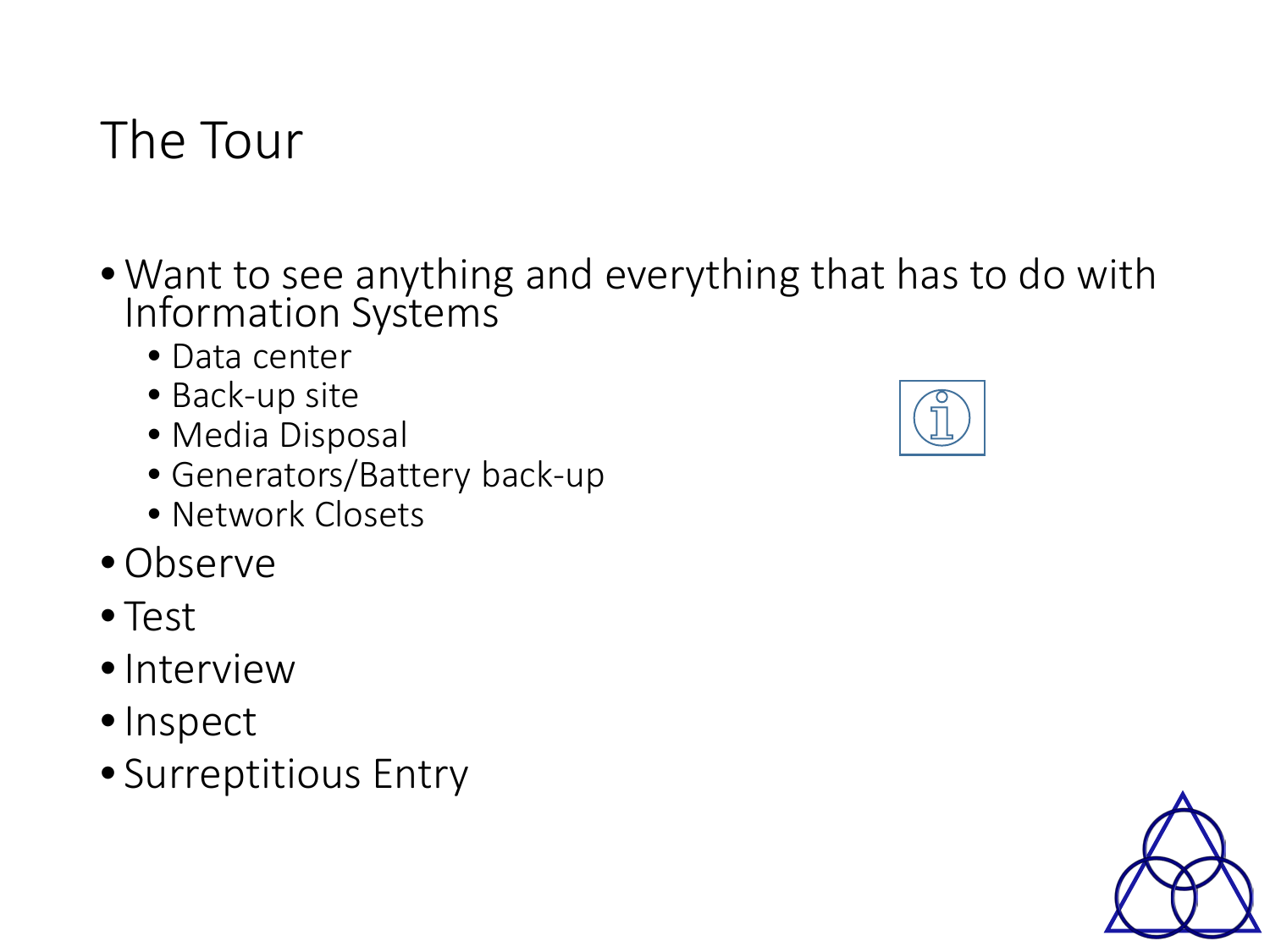# The Tour

- Want to see anything and everything that has to do with Information Systems
  - Data center
  - Back-up site
  - Media Disposal
  - Generators/Battery back-up
  - Network Closets
- Observe
- Test
- Interview
- Inspect
- Surreptitious Entry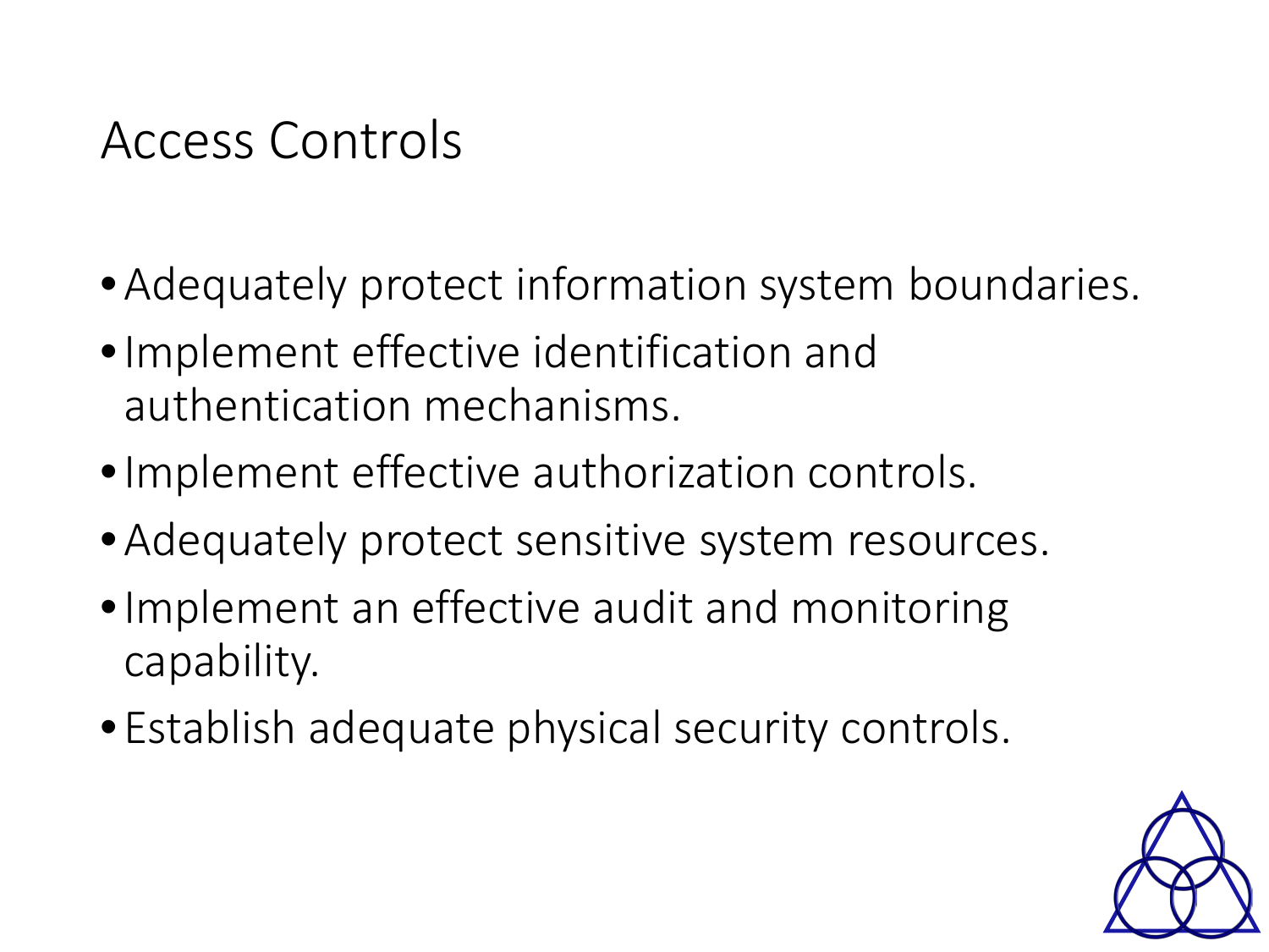# Access Controls

- Adequately protect information system boundaries.
- Implement effective identification and authentication mechanisms.
- Implement effective authorization controls.
- Adequately protect sensitive system resources.
- Implement an effective audit and monitoring capability.
- Establish adequate physical security controls.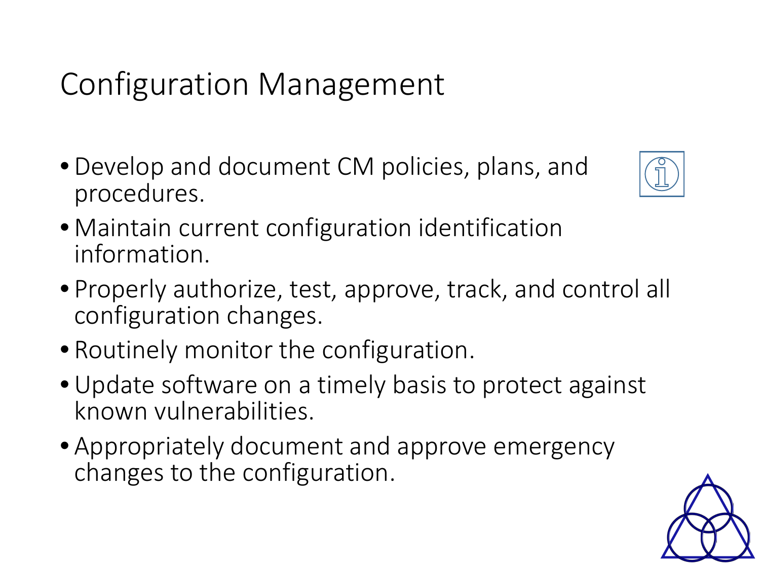# Configuration Management

- Develop and document CM policies, plans, and procedures.
- Maintain current configuration identification information.
- Properly authorize, test, approve, track, and control all configuration changes.
- Routinely monitor the configuration.
- Update software on a timely basis to protect against known vulnerabilities.
- Appropriately document and approve emergency changes to the configuration.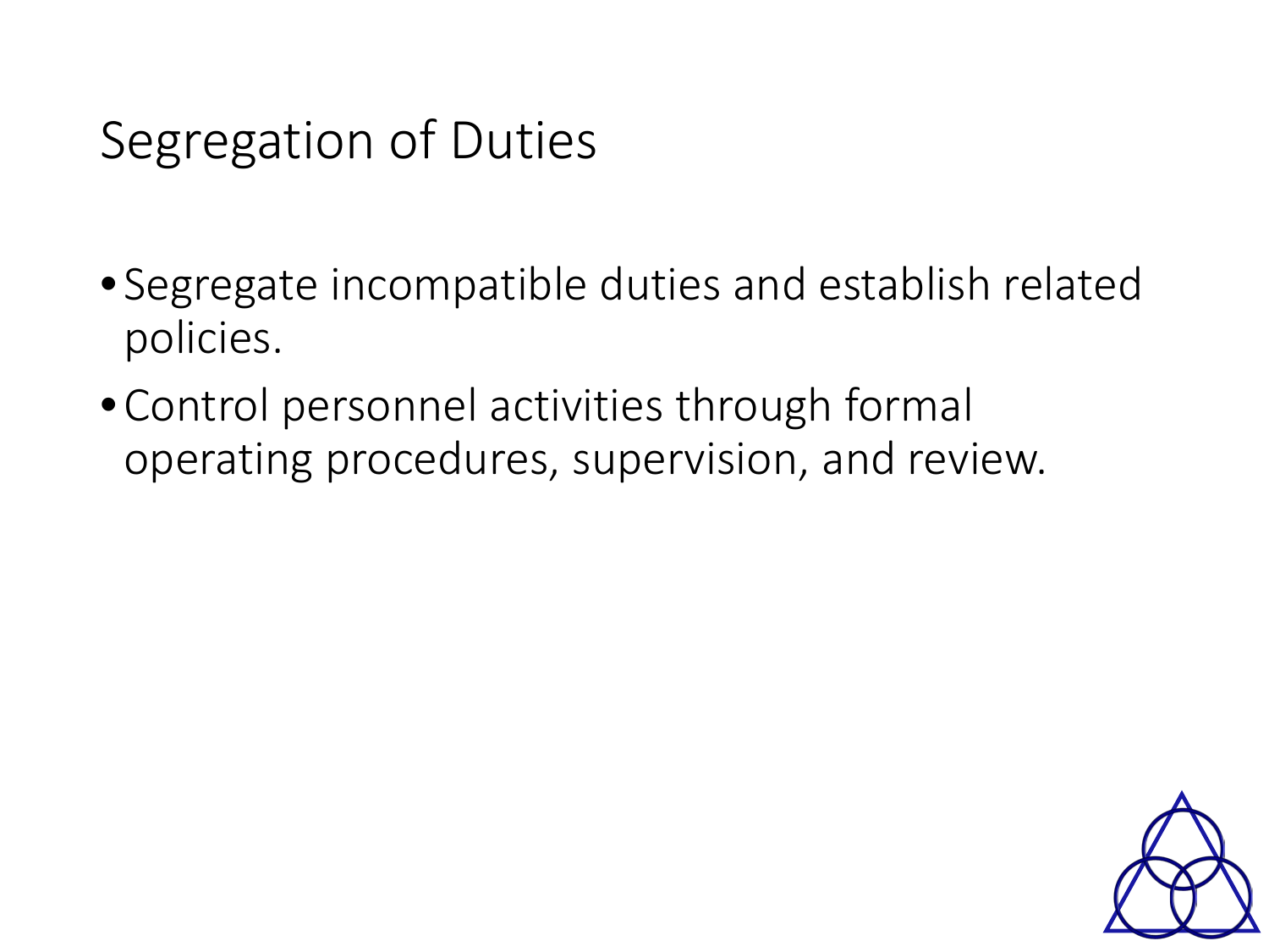# Segregation of Duties

- Segregate incompatible duties and establish related policies.
- Control personnel activities through formal operating procedures, supervision, and review.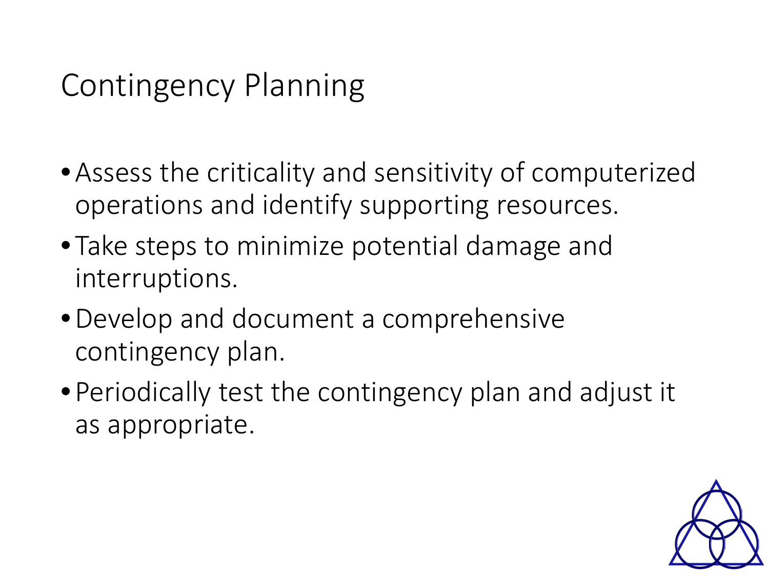# Contingency Planning

- Assess the criticality and sensitivity of computerized operations and identify supporting resources.
- Take steps to minimize potential damage and interruptions.
- Develop and document a comprehensive contingency plan.
- Periodically test the contingency plan and adjust it as appropriate.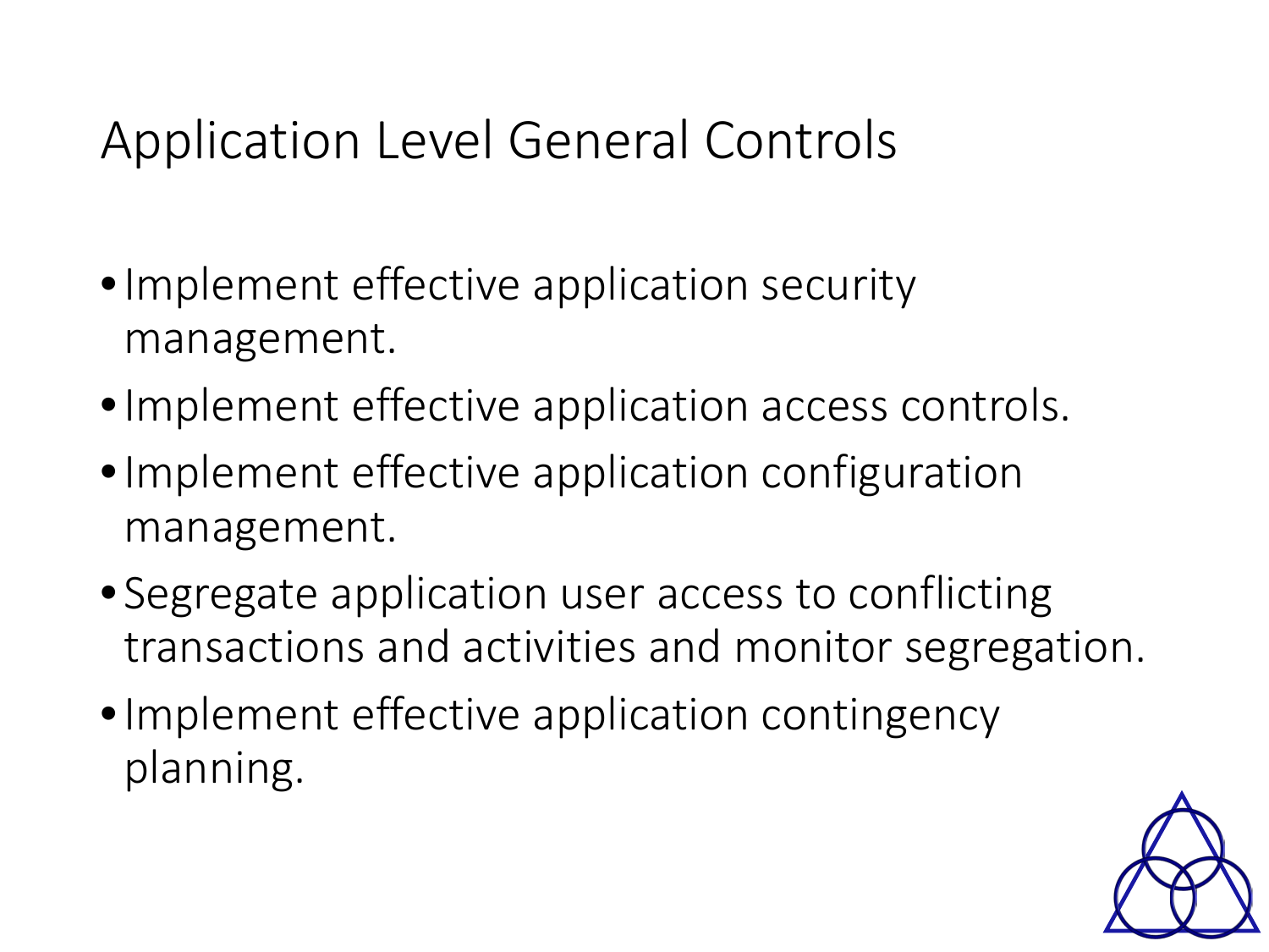# Application Level General Controls

- Implement effective application security management.
- Implement effective application access controls.
- Implement effective application configuration management.
- Segregate application user access to conflicting transactions and activities and monitor segregation.
- Implement effective application contingency planning.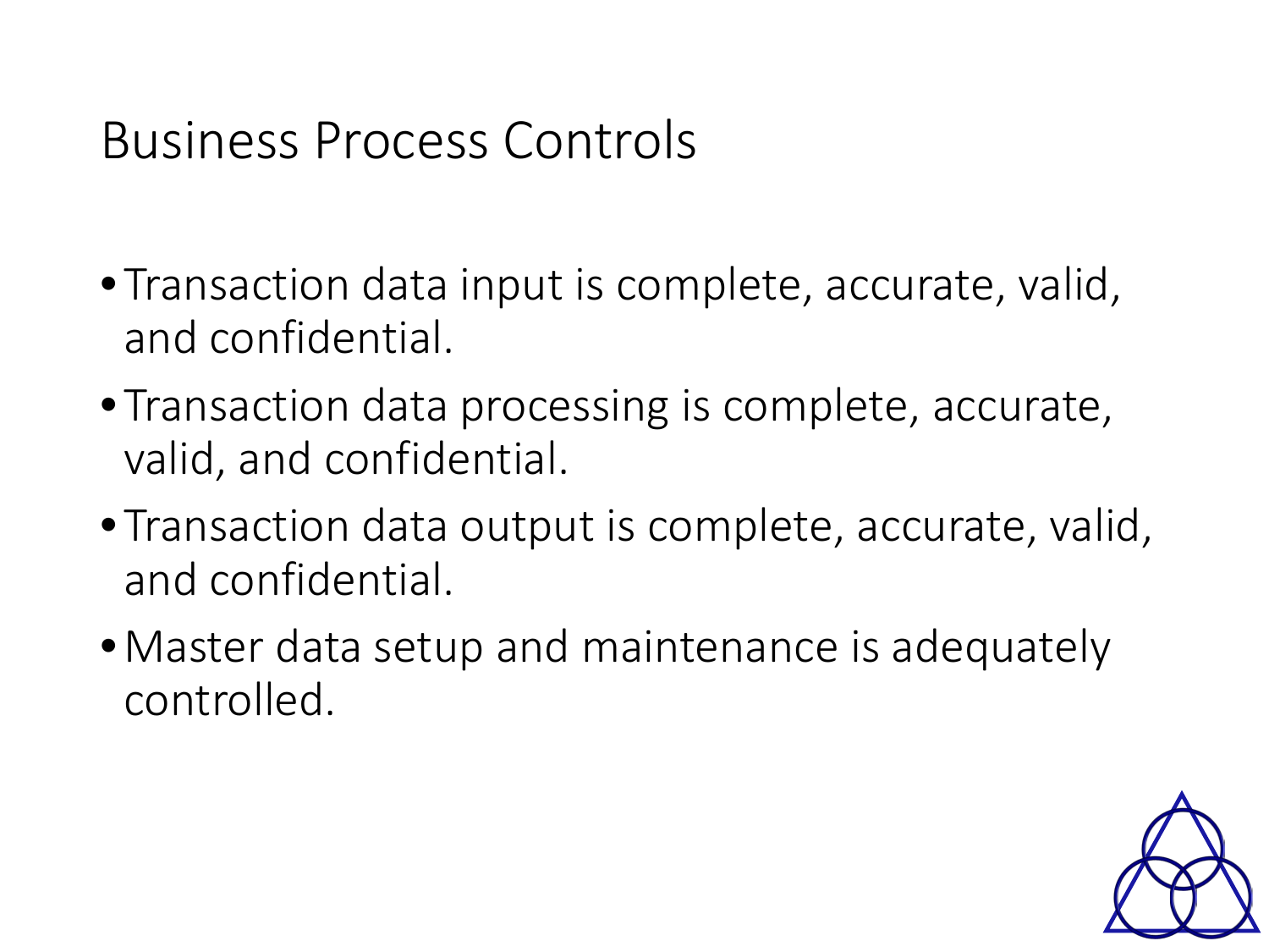# Business Process Controls

- Transaction data input is complete, accurate, valid, and confidential.
- Transaction data processing is complete, accurate, valid, and confidential.
- Transaction data output is complete, accurate, valid, and confidential.
- Master data setup and maintenance is adequately controlled.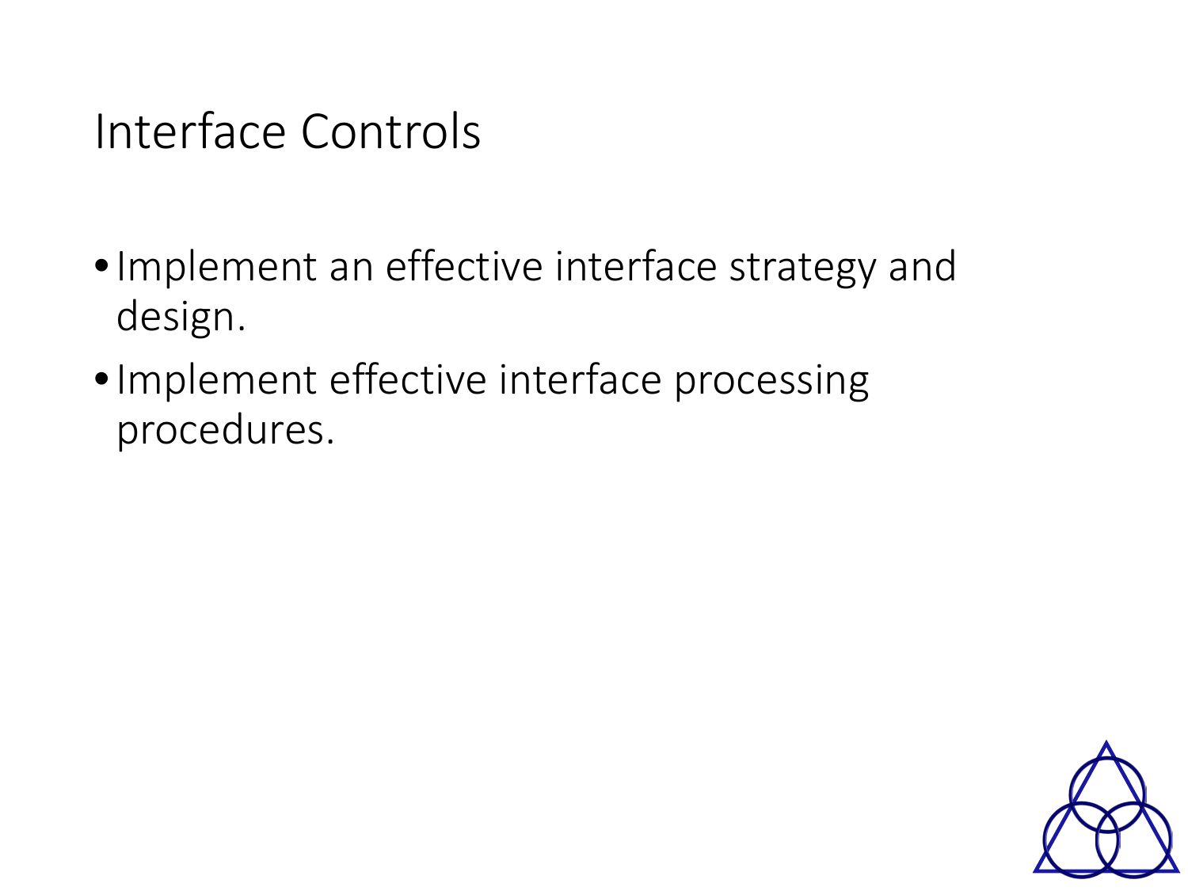# Interface Controls

- Implement an effective interface strategy and design.
- Implement effective interface processing procedures.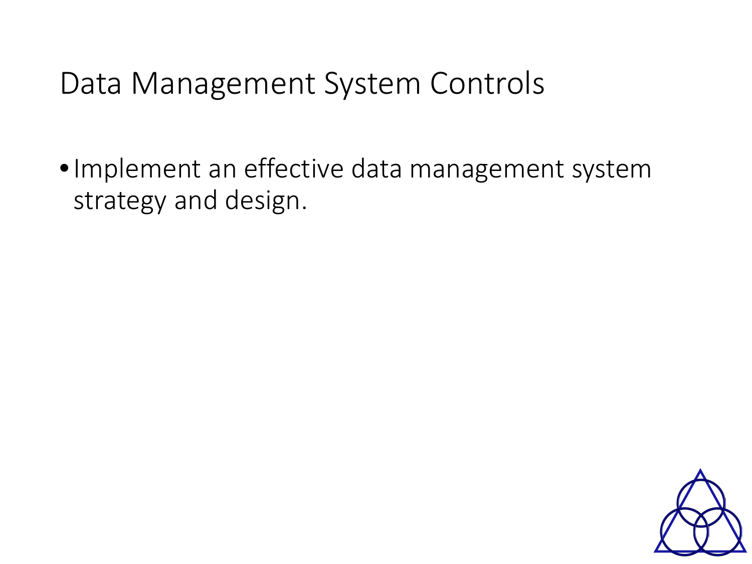# Data Management System Controls

- Implement an effective data management system strategy and design.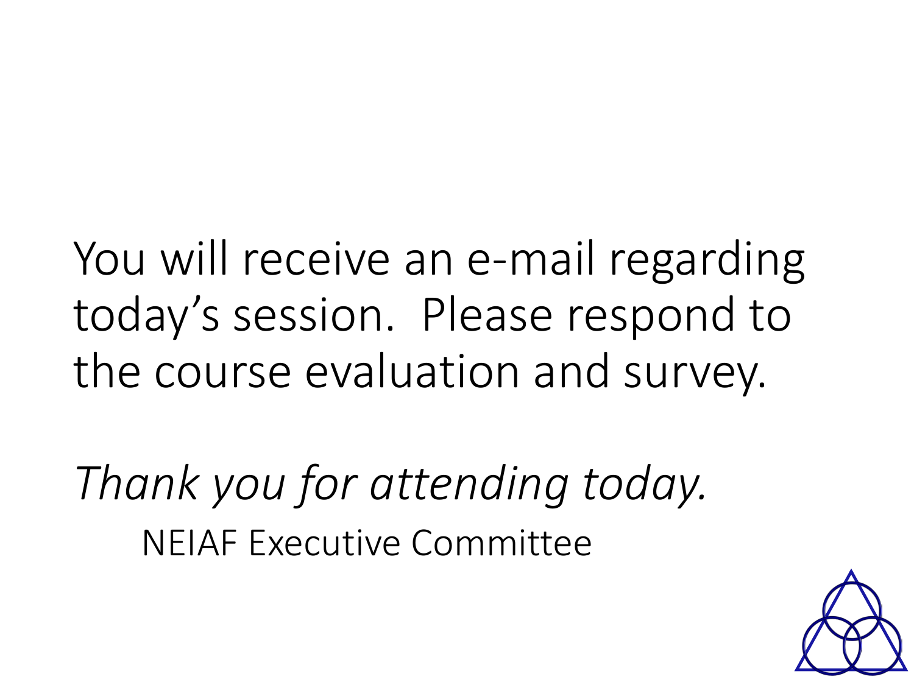You will receive an e-mail regarding today’s session. Please respond to the course evaluation and survey.

*Thank you for attending today.*

NEIAF Executive Committee